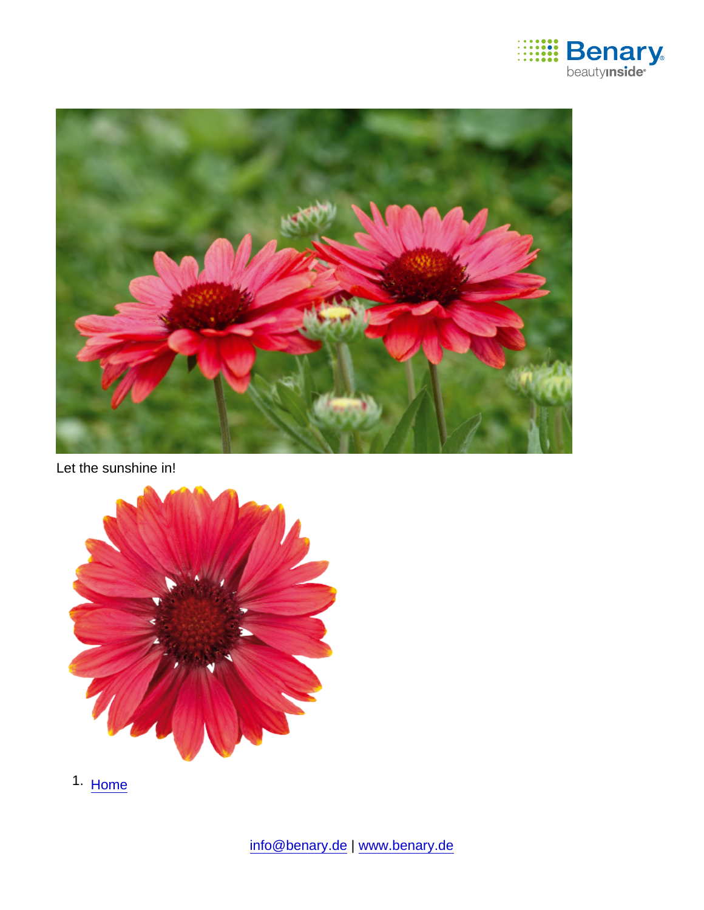Let the sunshine in!

1. Home

info@benary.de | www.benary.de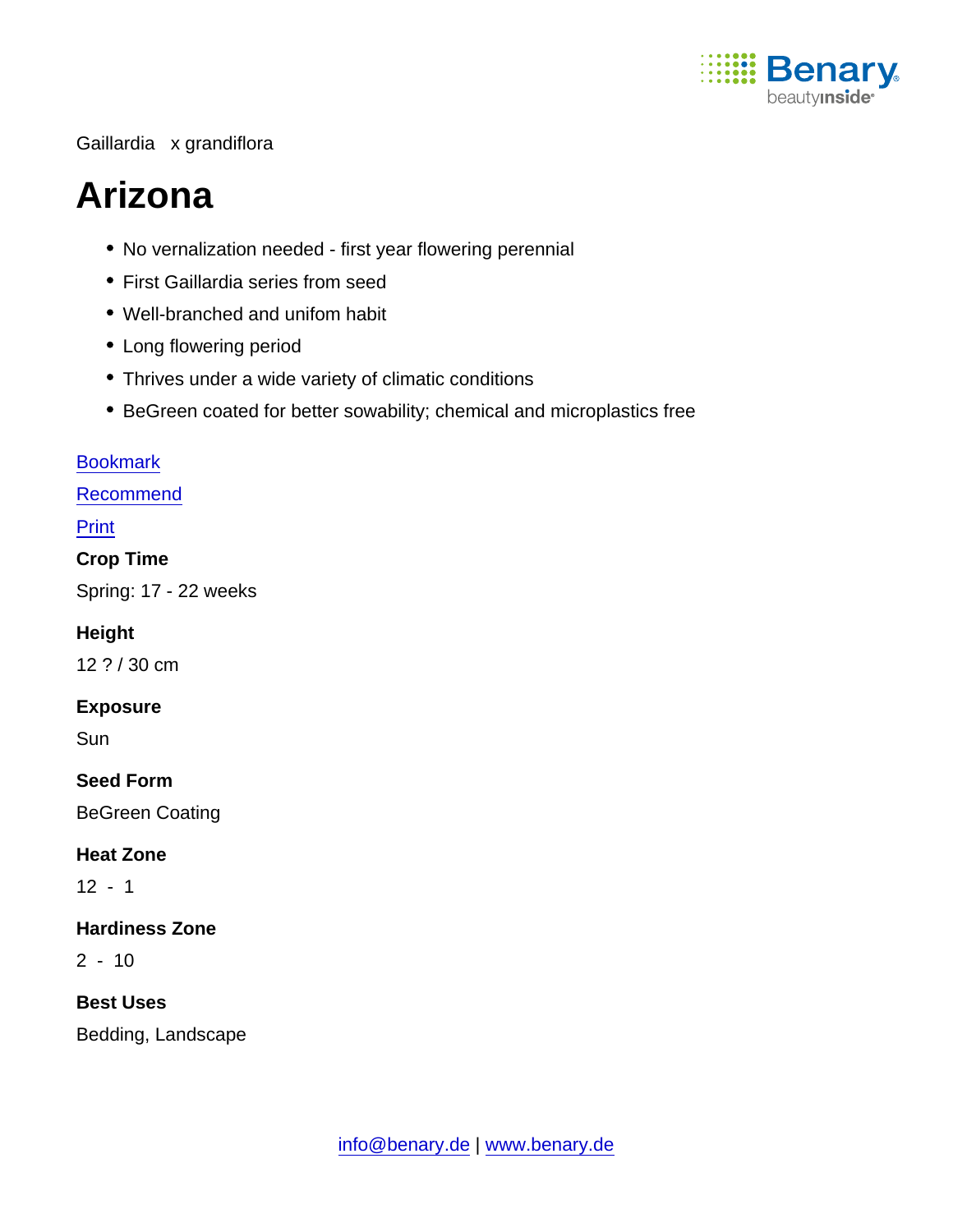Gaillardia x grandiflora

# Arizona

- No vernalization needed - first year flowering perennial
- First Gaillardia series from seed
- Well-branched and unifom habit
- Long flowering period
- Thrives under a wide variety of climatic conditions
- BeGreen coated for better sowability; chemical and microplastics free

Bookmark

Recommend

Print

**Crop Time**

Spring: 17 - 22 weeks

**Height**

12 ? / 30 cm

**Exposure**

Sun

**Seed Form**

BeGreen Coating

**Heat Zone**

12 - 1

**Hardiness Zone**

2 - 10

**Best Uses**

Bedding, Landscape

info@benary.de | www.benary.de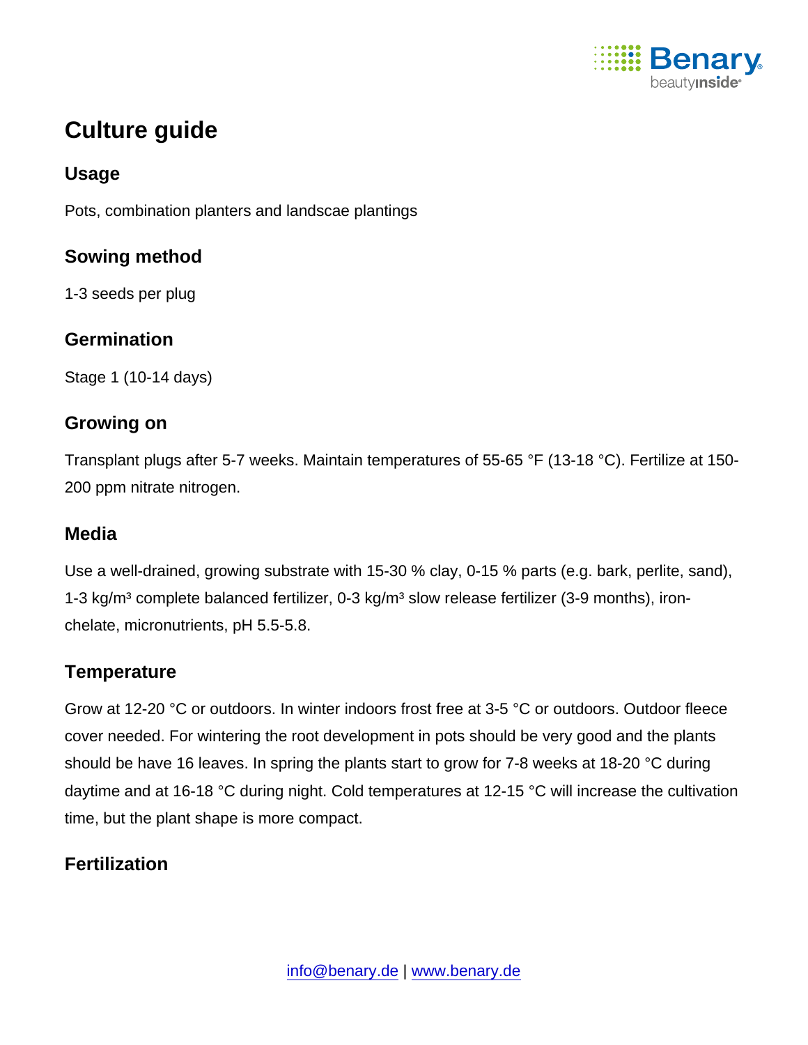# Culture guide

## Usage

Pots, combination planters and landscae plantings

## Sowing method

1-3 seeds per plug

## Germination

Stage 1 (10-14 days)

## Growing on

Transplant plugs after 5-7 weeks. Maintain temperatures of 55-65 °F (13-18 °C). Fertilize at 150-200 ppm nitrate nitrogen.

## Media

Use a well-drained, growing substrate with 15-30 % clay, 0-15 % parts (e.g. bark, perlite, sand), 1-3 kg/m³ complete balanced fertilizer, 0-3 kg/m³ slow release fertilizer (3-9 months), iron-chelate, micronutrients, pH 5.5-5.8.

## Temperature

Grow at 12-20 °C or outdoors. In winter indoors frost free at 3-5 °C or outdoors. Outdoor fleece cover needed. For wintering the root development in pots should be very good and the plants should be have 16 leaves. In spring the plants start to grow for 7-8 weeks at 18-20 °C during daytime and at 16-18 °C during night. Cold temperatures at 12-15 °C will increase the cultivation time, but the plant shape is more compact.

## Fertilization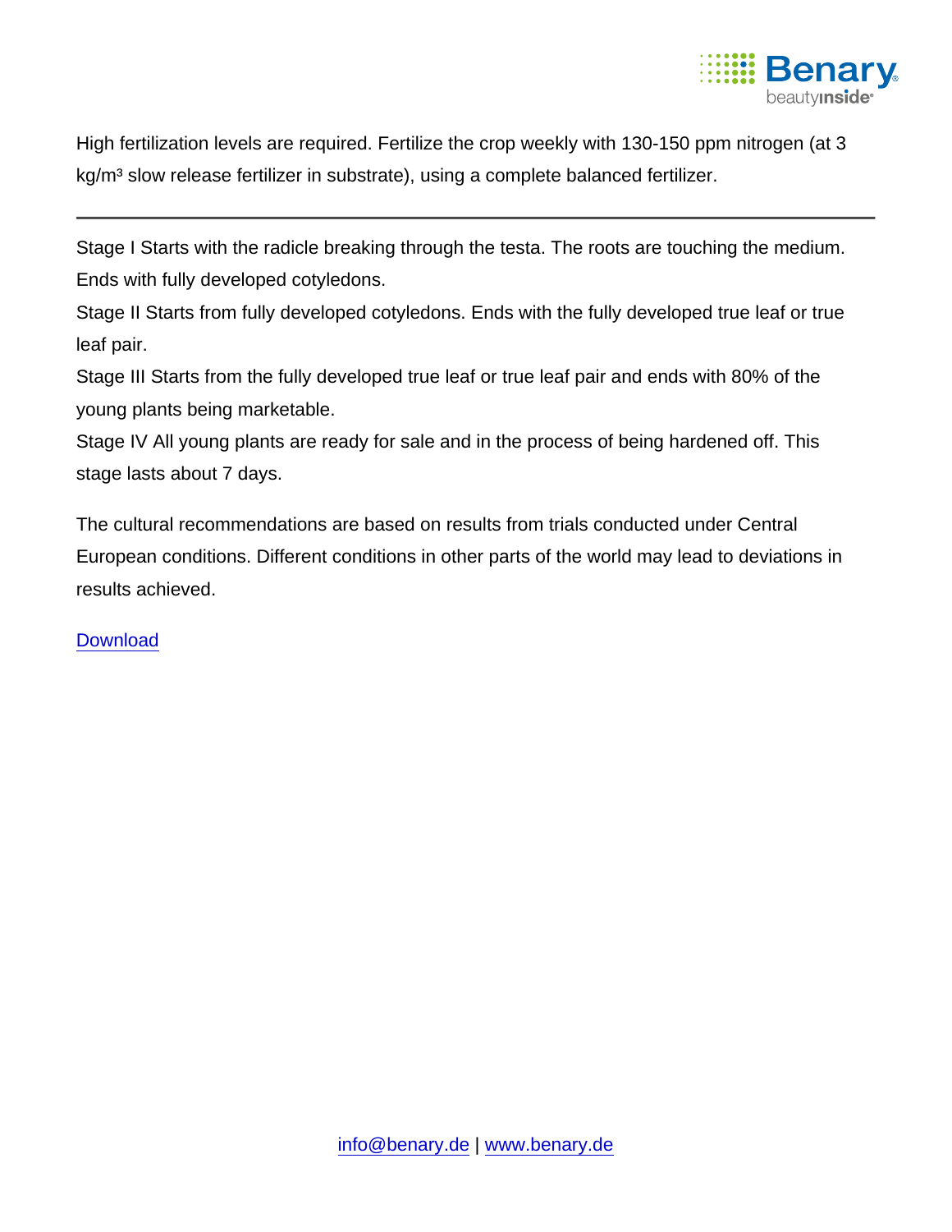High fertilization levels are required. Fertilize the crop weekly with 130-150 ppm nitrogen (at 3 $kg/m^3$ slow release fertilizer in substrate), using a complete balanced fertilizer.

---

Stage I Starts with the radicle breaking through the testa. The roots are touching the medium. Ends with fully developed cotyledons.

Stage II Starts from fully developed cotyledons. Ends with the fully developed true leaf or true leaf pair.

Stage III Starts from the fully developed true leaf or true leaf pair and ends with 80% of the young plants being marketable.

Stage IV All young plants are ready for sale and in the process of being hardened off. This stage lasts about 7 days.

The cultural recommendations are based on results from trials conducted under Central European conditions. Different conditions in other parts of the world may lead to deviations in results achieved.

Download

info@benary.de | www.benary.de